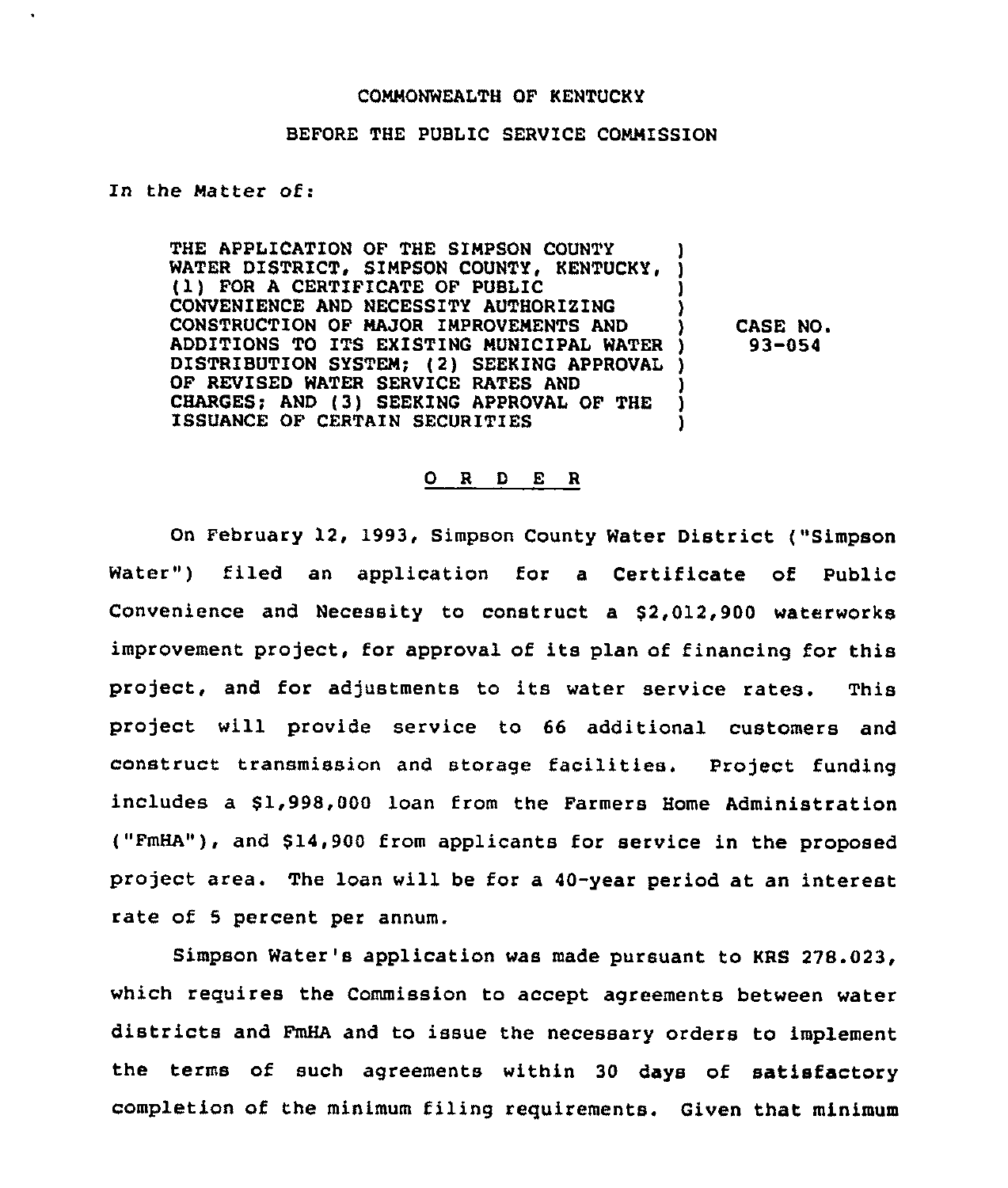COMMONWEALTH OF KENTUCKY

BEFORE THE PUBLIC SERVICE COMMISSION

In the Matter of:

THE APPLICATION OF THE SIMPSON COUNTY WATER DISTRICT, SIMPSON COUNTY, KENTUCKY, (1) FOR A CERTIFICATE OF PUBLIC CONVENIENCE AND NECESSITY AUTHORIZING CONSTRUCTION OF MAJOR IMPROVEMENTS AND ADDITIONS TO ITS EXISTING MUNICIPAL WATER DISTRIBUTION SYSTEM; (2) SEEKING APPROVAL OF REVISED WATER SERVICE RATES AND CHARGES; AND (3) SEEKING APPROVAL OF THE ISSUANCE OF CERTAIN SECURITIES

CASE NO. 93-054

O R D E R

On February 12, 1993, Simpson County Water District ("Simpson Water") filed an application for a Certificate of Public Convenience and Necessity to construct a $2,012,900 waterworks improvement project, for approval of its plan of financing for this project, and for adjustments to its water service rates. This project will provide service to 66 additional customers and construct transmission and storage facilities. Project funding includes a $1,998,000 loan from the Farmers Home Administration ("FmHA"), and $14,900 from applicants for service in the proposed project area. The loan will be for a 40-year period at an interest rate of 5 percent per annum.

Simpson Water's application was made pursuant to KRS 278.023, which requires the Commission to accept agreements between water districts and FmHA and to issue the necessary orders to implement the terms of such agreements within 30 days of satisfactory completion of the minimum filing requirements. Given that minimum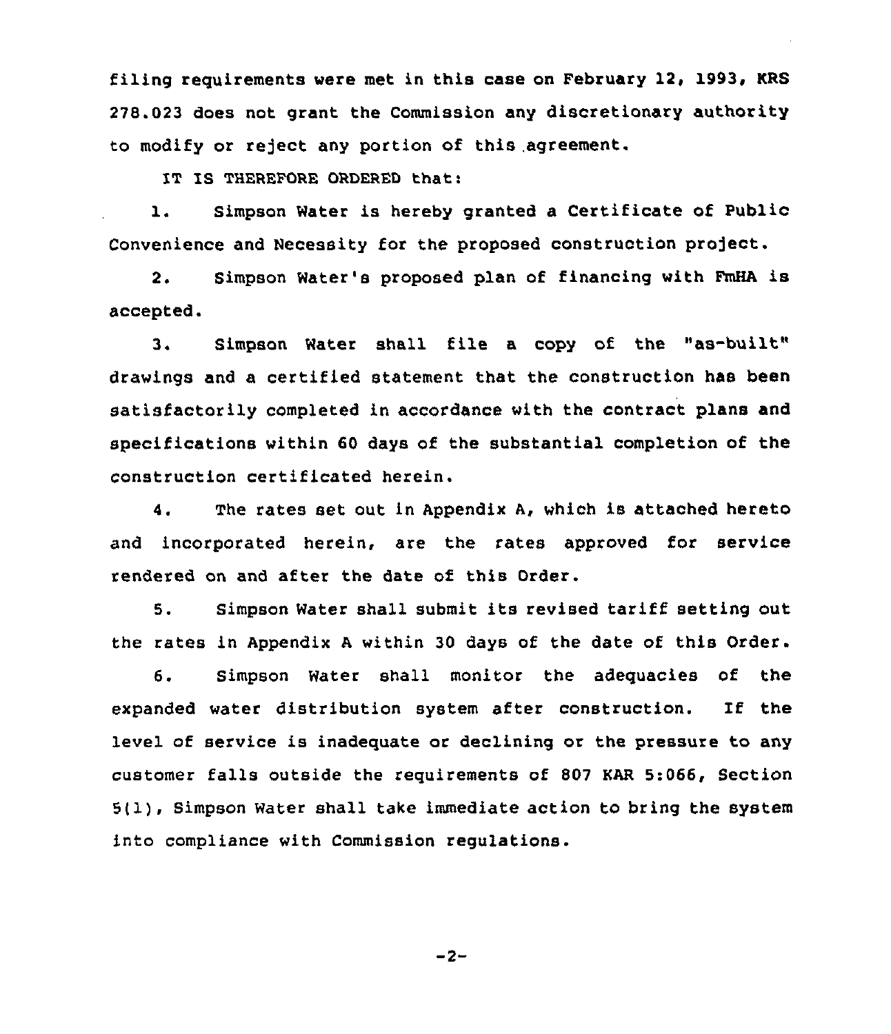filing requirements were met in this case on February 12, 1993, KRS 278.023 does not grant the Commission any discretionary authority to modify or reject any portion of this agreement.

IT IS THEREFORE ORDERED that:

1. Simpson Water is hereby granted a Certificate of Public Convenience and Necessity for the proposed construction project.

2. Simpson Water's proposed plan of financing with FmHA is accepted.

3. Simpson Water shall file a copy of the "as-built" drawings and a certified statement that the construction has been satisfactorily completed in accordance with the contract plans and specifications within 60 days of the substantial completion of the construction certificated herein.

4. The rates set out in Appendix A, which is attached hereto and incorporated herein, are the rates approved for service rendered on and after the date of this Order.

5. Simpson Water shall submit its revised tariff setting out the rates in Appendix A within 30 days of the date of this Order.

6. Simpson Water shall monitor the adequacies of the expanded water distribution system after construction. If the level of service is inadequate or declining or the pressure to any customer falls outside the requirements of 807 KAR 5:066, Section 5(1), Simpson Water shall take immediate action to bring the system into compliance with Commission regulations.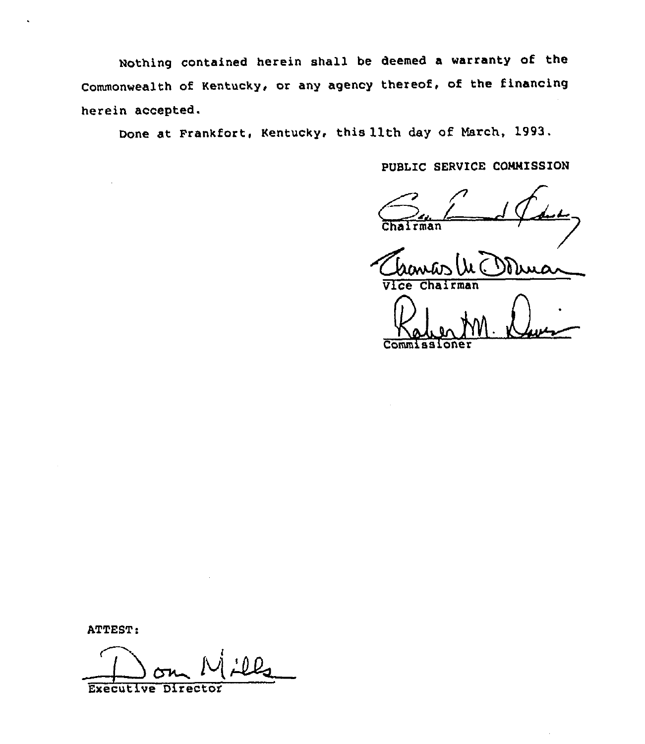Nothing contained herein shall be deemed a warranty of the Commonwealth of Kentucky, or any agency thereof, of the financing herein accepted.

Done at Frankfort, Kentucky, this 11th day of March, 1993.

PUBLIC SERVICE COMMISSION

Chairman

Vice Chairman

Commissioner

ATTEST:

Executive Director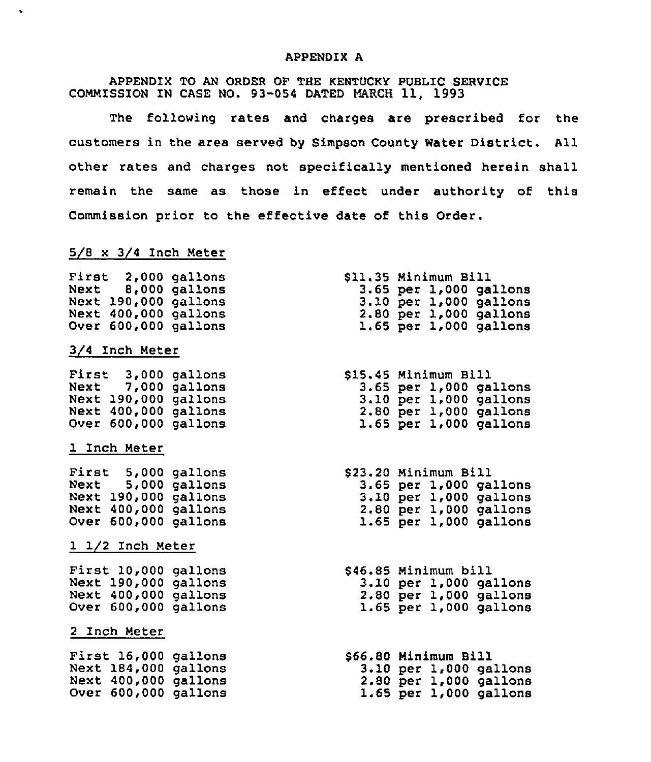# APPENDIX A

APPENDIX TO AN ORDER OF THE KENTUCKY PUBLIC SERVICE COMMISSION IN CASE NO. 93-054 DATED MARCH 11, 1993

The following rates and charges are prescribed for the customers in the area served by Simpson County Water District. All other rates and charges not specifically mentioned herein shall remain the same as those in effect under authority of this Commission prior to the effective date of this Order.

5/8 x 3/4 Inch Meter

| | |
|---|---|
| First 2,000 gallons | $11.35 Minimum Bill |
| Next 8,000 gallons | 3.65 per 1,000 gallons |
| Next 190,000 gallons | 3.10 per 1,000 gallons |
| Next 400,000 gallons | 2.80 per 1,000 gallons |
| Over 600,000 gallons | 1.65 per 1,000 gallons |

3/4 Inch Meter

| | |
|---|---|
| First 3,000 gallons | $15.45 Minimum Bill |
| Next 7,000 gallons | 3.65 per 1,000 gallons |
| Next 190,000 gallons | 3.10 per 1,000 gallons |
| Next 400,000 gallons | 2.80 per 1,000 gallons |
| Over 600,000 gallons | 1.65 per 1,000 gallons |

1 Inch Meter

| | |
|---|---|
| First 5,000 gallons | $23.20 Minimum Bill |
| Next 5,000 gallons | 3.65 per 1,000 gallons |
| Next 190,000 gallons | 3.10 per 1,000 gallons |
| Next 400,000 gallons | 2.80 per 1,000 gallons |
| Over 600,000 gallons | 1.65 per 1,000 gallons |

1 1/2 Inch Meter

| | |
|---|---|
| First 10,000 gallons | $46.85 Minimum bill |
| Next 190,000 gallons | 3.10 per 1,000 gallons |
| Next 400,000 gallons | 2.80 per 1,000 gallons |
| Over 600,000 gallons | 1.65 per 1,000 gallons |

2 Inch Meter

| | |
|---|---|
| First 16,000 gallons | $66.80 Minimum Bill |
| Next 184,000 gallons | 3.10 per 1,000 gallons |
| Next 400,000 gallons | 2.80 per 1,000 gallons |
| Over 600,000 gallons | 1.65 per 1,000 gallons |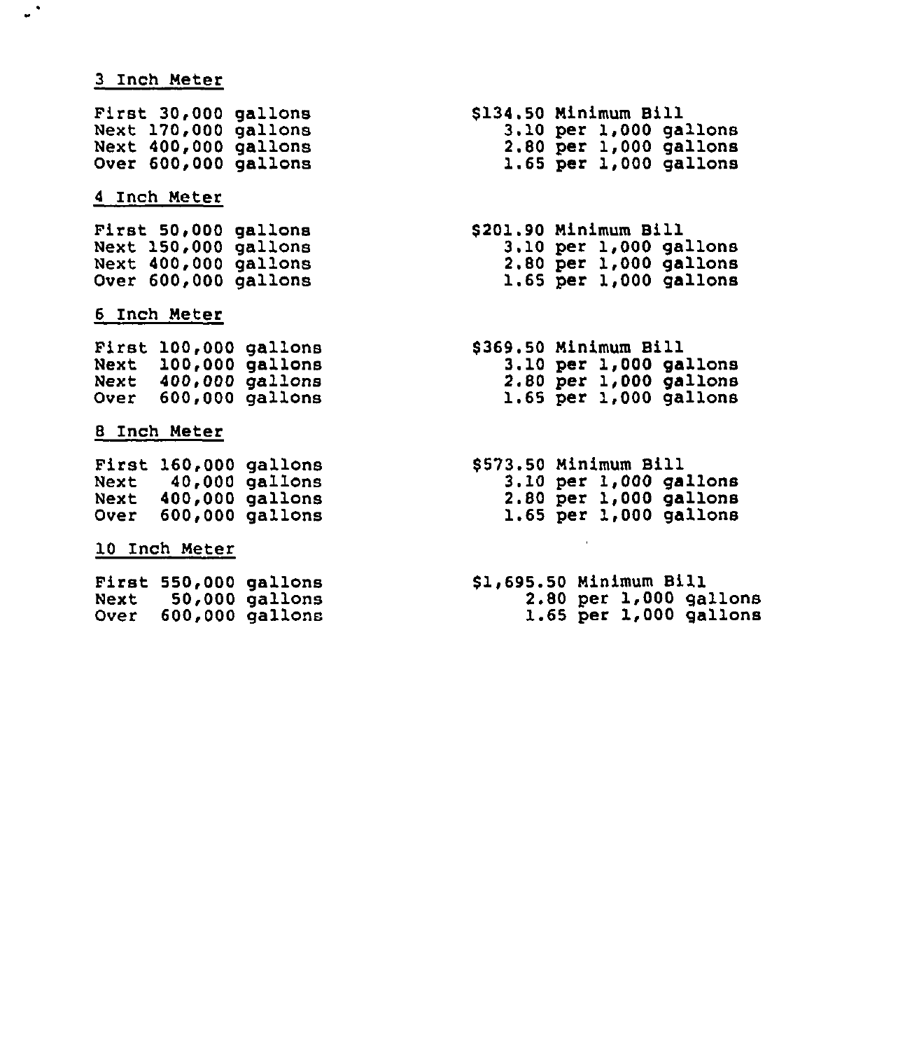3 Inch Meter

| | |
|---|---|
| First 30,000 gallons | $134.50 Minimum Bill |
| Next 170,000 gallons | 3.10 per 1,000 gallons |
| Next 400,000 gallons | 2.80 per 1,000 gallons |
| Over 600,000 gallons | 1.65 per 1,000 gallons |

4 Inch Meter

| | |
|---|---|
| First 50,000 gallons | $201.90 Minimum Bill |
| Next 150,000 gallons | 3.10 per 1,000 gallons |
| Next 400,000 gallons | 2.80 per 1,000 gallons |
| Over 600,000 gallons | 1.65 per 1,000 gallons |

6 Inch Meter

| | |
|---|---|
| First 100,000 gallons | $369.50 Minimum Bill |
| Next 100,000 gallons | 3.10 per 1,000 gallons |
| Next 400,000 gallons | 2.80 per 1,000 gallons |
| Over 600,000 gallons | 1.65 per 1,000 gallons |

8 Inch Meter

| | |
|---|---|
| First 160,000 gallons | $573.50 Minimum Bill |
| Next 40,000 gallons | 3.10 per 1,000 gallons |
| Next 400,000 gallons | 2.80 per 1,000 gallons |
| Over 600,000 gallons | 1.65 per 1,000 gallons |

10 Inch Meter

| | |
|---|---|
| First 550,000 gallons | $1,695.50 Minimum Bill |
| Next 50,000 gallons | 2.80 per 1,000 gallons |
| Over 600,000 gallons | 1.65 per 1,000 gallons |